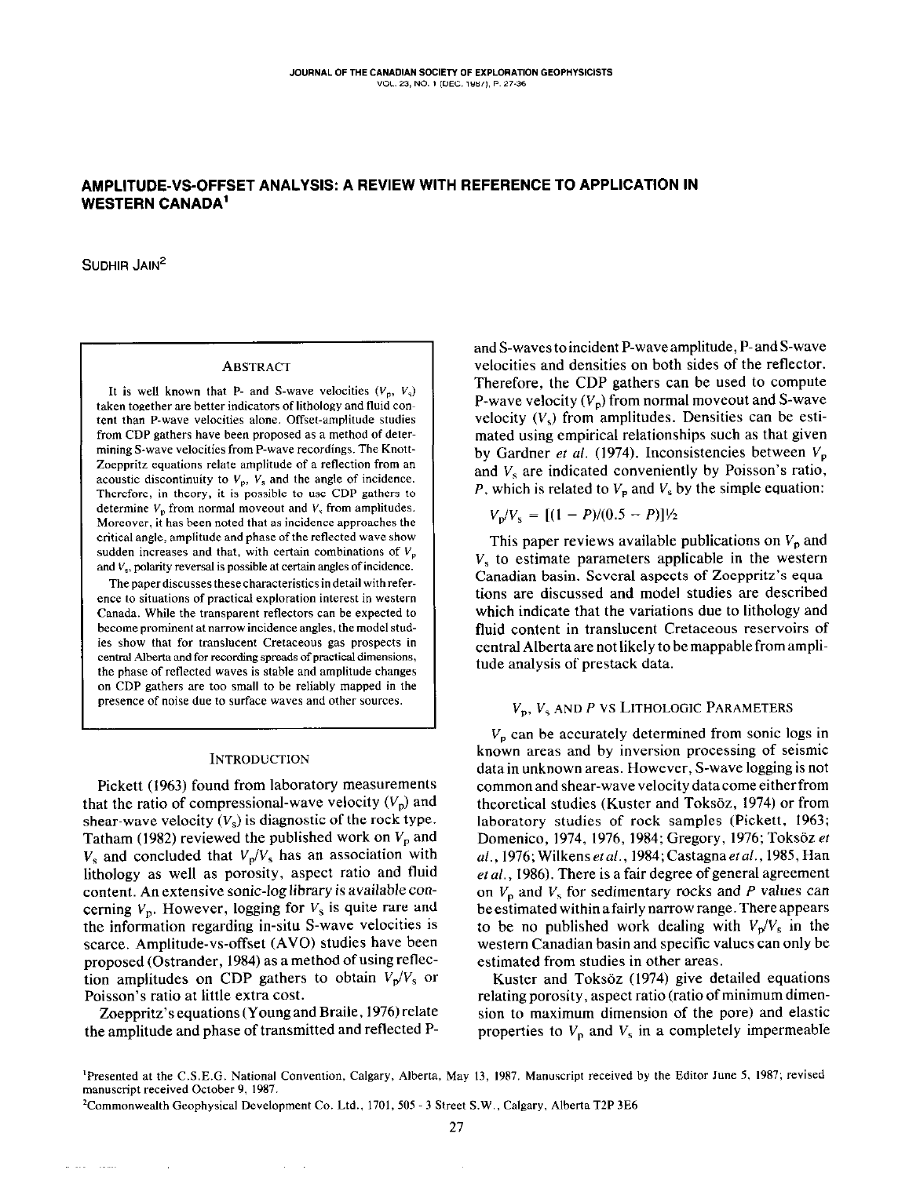# AMPLITUDE-VS-OFFSET ANALYSIS: A REVIEW WITH REFERENCE TO APPLICATION IN WESTERN CANADA[1]

SUDHIR JAIN[2]

## ABSTRACT

It is well known that P- and S-wave velocities ($V_p$, $V_s$) taken together are better indicators of lithology and fluid content than P-wave velocities alone. Offset-amplitude studies from CDP gathers have been proposed as a method of determining S-wave velocities from P-wave recordings. The Knott-Zoeppritz equations relate amplitude of a reflection from an acoustic discontinuity to $V_p$, $V_s$ and the angle of incidence. Therefore, in theory, it is possible to use CDP gathers to determine $V_p$ from normal moveout and $V_s$ from amplitudes. Moreover, it has been noted that as incidence approaches the critical angle, amplitude and phase of the reflected wave show sudden increases and that, with certain combinations of $V_p$ and $V_s$, polarity reversal is possible at certain angles of incidence.

The paper discusses these characteristics in detail with reference to situations of practical exploration interest in western Canada. While the transparent reflectors can be expected to become prominent at narrow incidence angles, the model studies show that for translucent Cretaceous gas prospects in central Alberta and for recording spreads of practical dimensions, the phase of reflected waves is stable and amplitude changes on CDP gathers are too small to be reliably mapped in the presence of noise due to surface waves and other sources.

## INTRODUCTION

Pickett (1963) found from laboratory measurements that the ratio of compressional-wave velocity ($V_p$) and shear-wave velocity ($V_s$) is diagnostic of the rock type. Tatham (1982) reviewed the published work on $V_p$ and $V_s$ and concluded that $V_p/V_s$ has an association with lithology as well as porosity, aspect ratio and fluid content. An extensive sonic-log library is available concerning $V_p$. However, logging for $V_s$ is quite rare and the information regarding in-situ S-wave velocities is scarce. Amplitude-vs-offset (AVO) studies have been proposed (Ostrander, 1984) as a method of using reflection amplitudes on CDP gathers to obtain $V_p/V_s$ or Poisson's ratio at little extra cost.

Zoeppritz's equations (Young and Braile, 1976) relate the amplitude and phase of transmitted and reflected P- and S-waves to incident P-wave amplitude, P- and S-wave velocities and densities on both sides of the reflector. Therefore, the CDP gathers can be used to compute P-wave velocity ($V_p$) from normal moveout and S-wave velocity ($V_s$) from amplitudes. Densities can be estimated using empirical relationships such as that given by Gardner *et al.* (1974). Inconsistencies between $V_p$ and $V_s$ are indicated conveniently by Poisson's ratio, $P$, which is related to $V_p$ and $V_s$ by the simple equation:

$$V_p/V_s = [(1 - P)/(0.5 - P)]^{1/2}$$

This paper reviews available publications on $V_p$ and $V_s$ to estimate parameters applicable in the western Canadian basin. Several aspects of Zoeppritz's equations are discussed and model studies are described which indicate that the variations due to lithology and fluid content in translucent Cretaceous reservoirs of central Alberta are not likely to be mappable from amplitude analysis of prestack data.

## $V_p$, $V_s$ AND $P$ VS LITHOLOGIC PARAMETERS

$V_p$ can be accurately determined from sonic logs in known areas and by inversion processing of seismic data in unknown areas. However, S-wave logging is not common and shear-wave velocity data come either from theoretical studies (Kuster and Toksöz, 1974) or from laboratory studies of rock samples (Pickett, 1963; Domenico, 1974, 1976, 1984; Gregory, 1976; Toksöz *et al.*, 1976; Wilkens *et al.*, 1984; Castagna *et al.*, 1985, Han *et al.*, 1986). There is a fair degree of general agreement on $V_p$ and $V_s$ for sedimentary rocks and $P$ values can be estimated within a fairly narrow range. There appears to be no published work dealing with $V_p/V_s$ in the western Canadian basin and specific values can only be estimated from studies in other areas.

Kuster and Toksöz (1974) give detailed equations relating porosity, aspect ratio (ratio of minimum dimension to maximum dimension of the pore) and elastic properties to $V_p$ and $V_s$ in a completely impermeable

[1]Presented at the C.S.E.G. National Convention, Calgary, Alberta, May 13, 1987. Manuscript received by the Editor June 5, 1987; revised manuscript received October 9, 1987.

[2]Commonwealth Geophysical Development Co. Ltd., 1701, 505 - 3 Street S.W., Calgary, Alberta T2P 3E6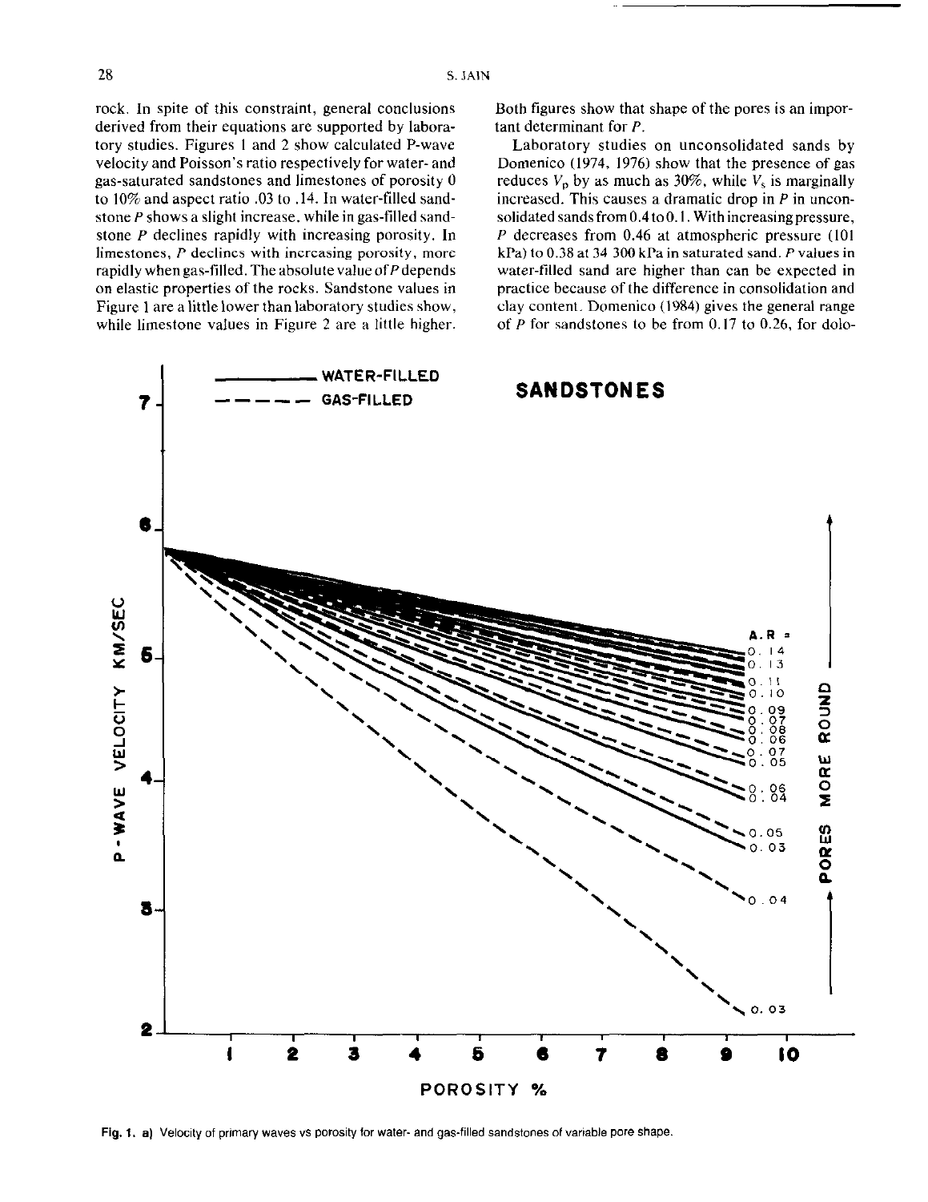rock. In spite of this constraint, general conclusions derived from their equations are supported by laboratory studies. Figures 1 and 2 show calculated P-wave velocity and Poisson's ratio respectively for water- and gas-saturated sandstones and limestones of porosity 0 to 10% and aspect ratio .03 to .14. In water-filled sandstone $P$ shows a slight increase, while in gas-filled sandstone $P$ declines rapidly with increasing porosity. In limestones, $P$ declines with increasing porosity, more rapidly when gas-filled. The absolute value of $P$ depends on elastic properties of the rocks. Sandstone values in Figure 1 are a little lower than laboratory studies show, while limestone values in Figure 2 are a little higher. Both figures show that shape of the pores is an important determinant for $P$.

Laboratory studies on unconsolidated sands by Domenico (1974, 1976) show that the presence of gas reduces $V_p$ by as much as 30%, while $V_s$ is marginally increased. This causes a dramatic drop in $P$ in unconsolidated sands from 0.4 to 0.1. With increasing pressure, $P$ decreases from 0.46 at atmospheric pressure (101 kPa) to 0.38 at 34 300 kPa in saturated sand. $P$ values in water-filled sand are higher than can be expected in practice because of the difference in consolidation and clay content. Domenico (1984) gives the general range of $P$ for sandstones to be from 0.17 to 0.26, for dolo-

**Fig. 1. a)** Velocity of primary waves vs porosity for water- and gas-filled sandstones of variable pore shape.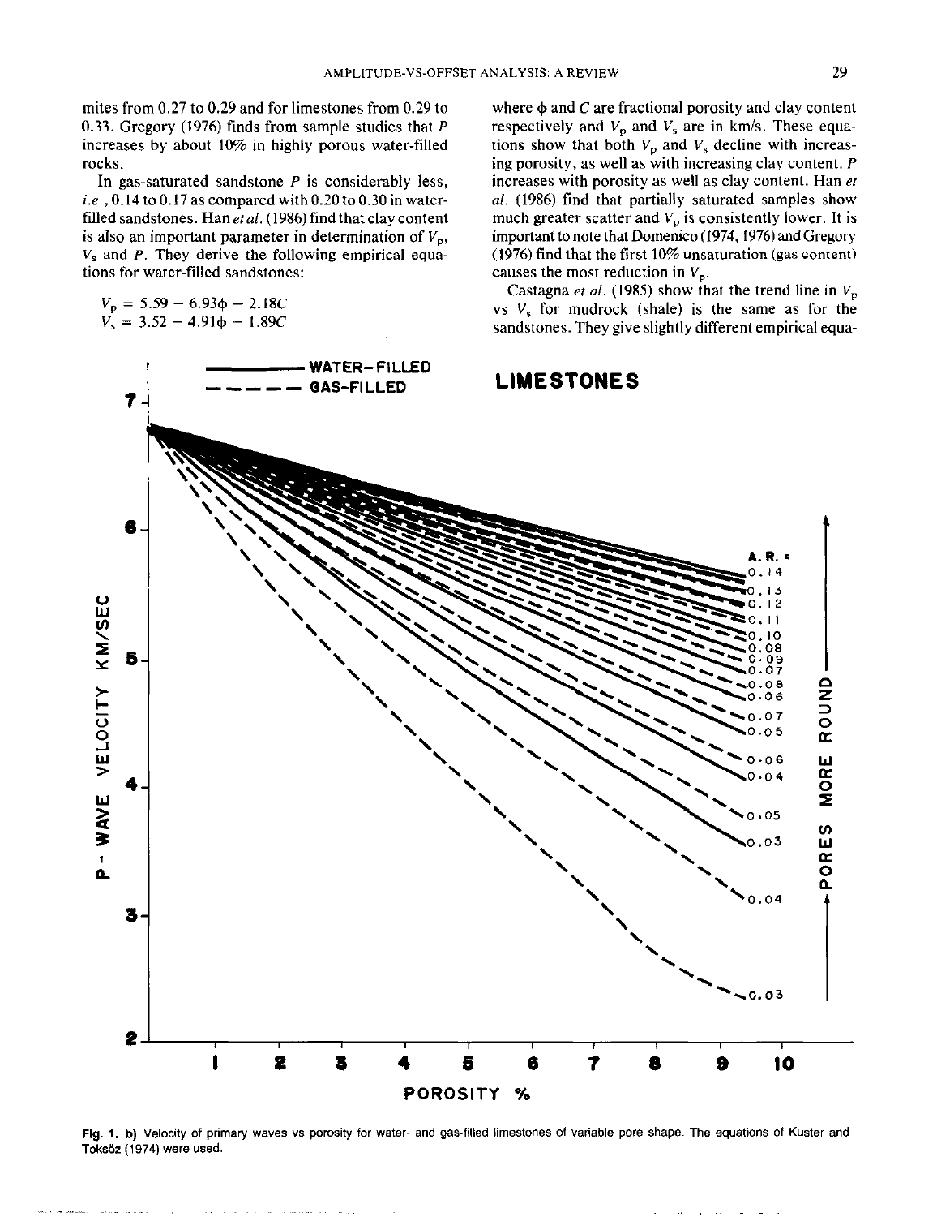mites from 0.27 to 0.29 and for limestones from 0.29 to 0.33. Gregory (1976) finds from sample studies that $P$ increases by about 10% in highly porous water-filled rocks.

In gas-saturated sandstone $P$ is considerably less, *i.e.*, 0.14 to 0.17 as compared with 0.20 to 0.30 in water-filled sandstones. Han *et al.* (1986) find that clay content is also an important parameter in determination of $V_p$, $V_s$ and $P$. They derive the following empirical equations for water-filled sandstones:

$$V_p = 5.59 - 6.93\phi - 2.18C$$
$$V_s = 3.52 - 4.91\phi - 1.89C$$

where $\phi$ and $C$ are fractional porosity and clay content respectively and $V_p$ and $V_s$ are in km/s. These equations show that both $V_p$ and $V_s$ decline with increasing porosity, as well as with increasing clay content. $P$ increases with porosity as well as clay content. Han *et al.* (1986) find that partially saturated samples show much greater scatter and $V_p$ is consistently lower. It is important to note that Domenico (1974, 1976) and Gregory (1976) find that the first 10% unsaturation (gas content) causes the most reduction in $V_p$.

Castagna *et al.* (1985) show that the trend line in $V_p$ vs $V_s$ for mudrock (shale) is the same as for the sandstones. They give slightly different empirical equa-

**Fig. 1. b)** Velocity of primary waves vs porosity for water- and gas-filled limestones of variable pore shape. The equations of Kuster and Toksöz (1974) were used.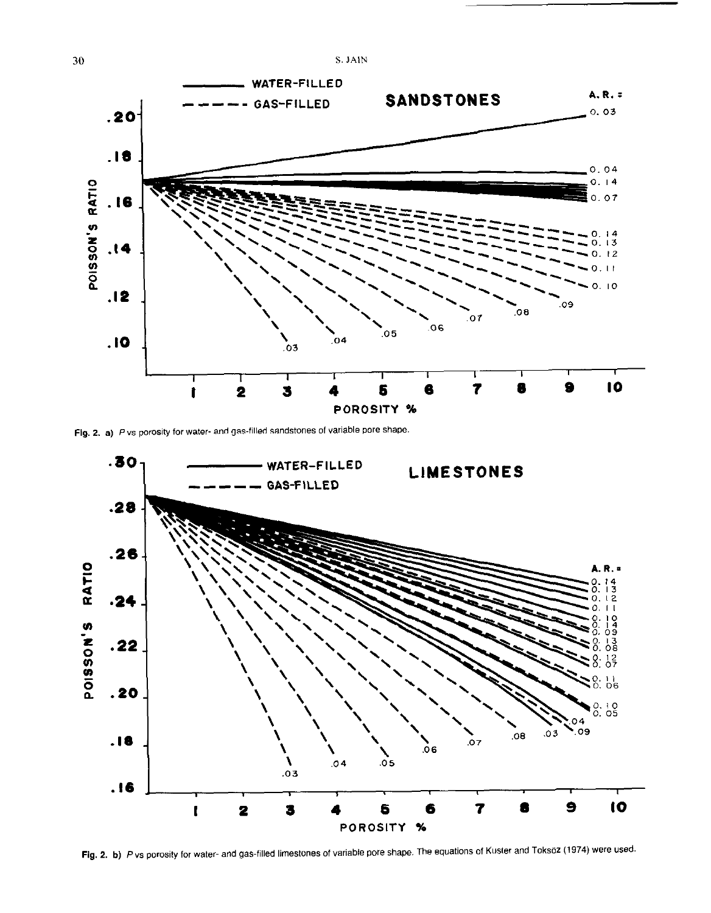Fig. 2. a) $P$ vs porosity for water- and gas-filled sandstones of variable pore shape.

Fig. 2. b) $P$ vs porosity for water- and gas-filled limestones of variable pore shape. The equations of Kuster and Toksöz (1974) were used.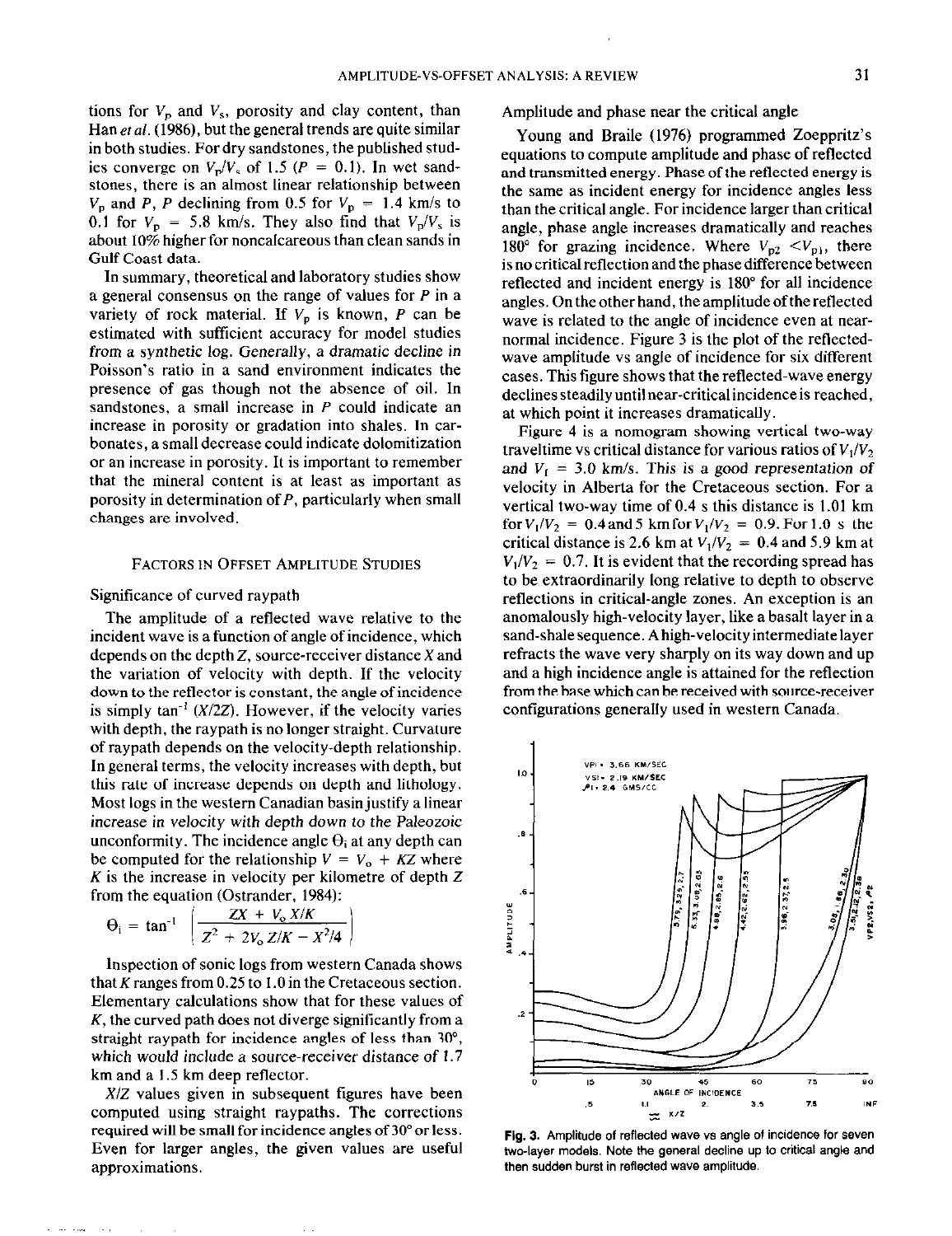tions for $V_p$ and $V_s$, porosity and clay content, than Han *et al.* (1986), but the general trends are quite similar in both studies. For dry sandstones, the published studies converge on $V_p/V_s$ of 1.5 ($P$ = 0.1). In wet sandstones, there is an almost linear relationship between $V_p$ and $P$, $P$ declining from 0.5 for $V_p$ = 1.4 km/s to 0.1 for $V_p$ = 5.8 km/s. They also find that $V_p/V_s$ is about 10% higher for noncalcareous than clean sands in Gulf Coast data.

In summary, theoretical and laboratory studies show a general consensus on the range of values for $P$ in a variety of rock material. If $V_p$ is known, $P$ can be estimated with sufficient accuracy for model studies from a synthetic log. Generally, a dramatic decline in Poisson's ratio in a sand environment indicates the presence of gas though not the absence of oil. In sandstones, a small increase in $P$ could indicate an increase in porosity or gradation into shales. In carbonates, a small decrease could indicate dolomitization or an increase in porosity. It is important to remember that the mineral content is at least as important as porosity in determination of $P$, particularly when small changes are involved.

## FACTORS IN OFFSET AMPLITUDE STUDIES

### Significance of curved raypath

The amplitude of a reflected wave relative to the incident wave is a function of angle of incidence, which depends on the depth $Z$, source-receiver distance $X$ and the variation of velocity with depth. If the velocity down to the reflector is constant, the angle of incidence is simply $\tan^{-1}(X/2Z)$. However, if the velocity varies with depth, the raypath is no longer straight. Curvature of raypath depends on the velocity-depth relationship. In general terms, the velocity increases with depth, but this rate of increase depends on depth and lithology. Most logs in the western Canadian basin justify a linear increase in velocity with depth down to the Paleozoic unconformity. The incidence angle $\Theta_i$ at any depth can be computed for the relationship $V = V_o + KZ$ where $K$ is the increase in velocity per kilometre of depth $Z$ from the equation (Ostrander, 1984):

$$\Theta_i = \tan^{-1}\left(\frac{ZX + V_o X/K}{Z^2 + 2V_o Z/K - X^2/4}\right)$$

Inspection of sonic logs from western Canada shows that $K$ ranges from 0.25 to 1.0 in the Cretaceous section. Elementary calculations show that for these values of $K$, the curved path does not diverge significantly from a straight raypath for incidence angles of less than 30°, which would include a source-receiver distance of 1.7 km and a 1.5 km deep reflector.

$X/Z$ values given in subsequent figures have been computed using straight raypaths. The corrections required will be small for incidence angles of 30° or less. Even for larger angles, the given values are useful approximations.

### Amplitude and phase near the critical angle

Young and Braile (1976) programmed Zoeppritz's equations to compute amplitude and phase of reflected and transmitted energy. Phase of the reflected energy is the same as incident energy for incidence angles less than the critical angle. For incidence larger than critical angle, phase angle increases dramatically and reaches 180° for grazing incidence. Where $V_{p2} < V_{p1}$, there is no critical reflection and the phase difference between reflected and incident energy is 180° for all incidence angles. On the other hand, the amplitude of the reflected wave is related to the angle of incidence even at near-normal incidence. Figure 3 is the plot of the reflected-wave amplitude vs angle of incidence for six different cases. This figure shows that the reflected-wave energy declines steadily until near-critical incidence is reached, at which point it increases dramatically.

Figure 4 is a nomogram showing vertical two-way traveltime vs critical distance for various ratios of $V_1/V_2$ and $V_1$ = 3.0 km/s. This is a good representation of velocity in Alberta for the Cretaceous section. For a vertical two-way time of 0.4 s this distance is 1.01 km for $V_1/V_2$ = 0.4 and 5 km for $V_1/V_2$ = 0.9. For 1.0 s the critical distance is 2.6 km at $V_1/V_2$ = 0.4 and 5.9 km at $V_1/V_2$ = 0.7. It is evident that the recording spread has to be extraordinarily long relative to depth to observe reflections in critical-angle zones. An exception is an anomalously high-velocity layer, like a basalt layer in a sand-shale sequence. A high-velocity intermediate layer refracts the wave very sharply on its way down and up and a high incidence angle is attained for the reflection from the base which can be received with source-receiver configurations generally used in western Canada.

**Fig. 3.** Amplitude of reflected wave vs angle of incidence for seven two-layer models. Note the general decline up to critical angle and then sudden burst in reflected wave amplitude.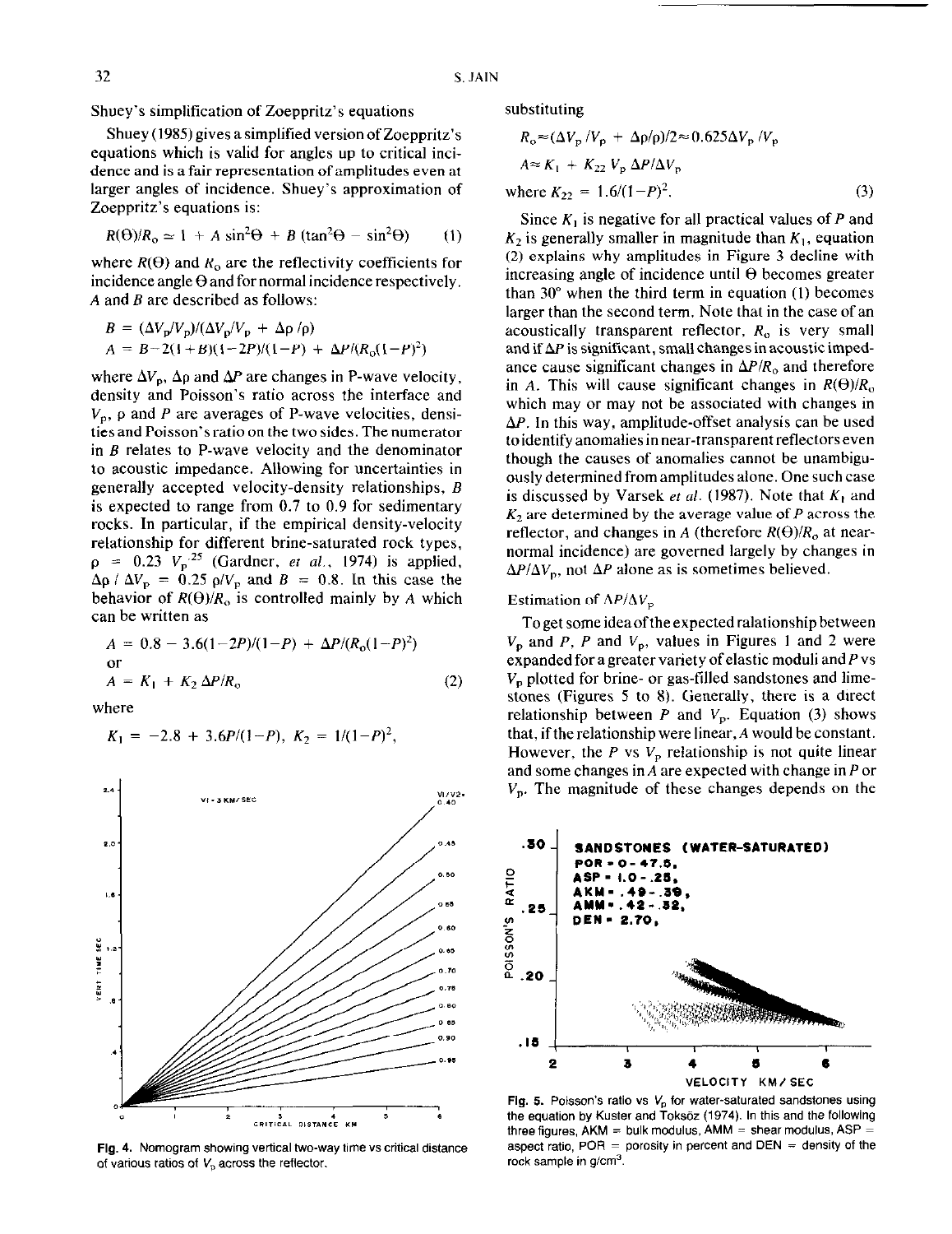Shuey's simplification of Zoeppritz's equations

Shuey (1985) gives a simplified version of Zoeppritz's equations which is valid for angles up to critical incidence and is a fair representation of amplitudes even at larger angles of incidence. Shuey's approximation of Zoeppritz's equations is:

$$R(\Theta)/R_o \simeq 1 + A\sin^2\Theta + B(\tan^2\Theta - \sin^2\Theta) \quad (1)$$

where $R(\Theta)$ and $R_o$ are the reflectivity coefficients for incidence angle $\Theta$ and for normal incidence respectively. $A$ and $B$ are described as follows:

$$B = (\Delta V_p/V_p)/(\Delta V_p/V_p + \Delta\rho/\rho)$$

$$A = B - 2(1+B)(1-2P)/(1-P) + \Delta P/(R_o(1-P)^2)$$

where $\Delta V_p$, $\Delta\rho$ and $\Delta P$ are changes in P-wave velocity, density and Poisson's ratio across the interface and $V_p$, $\rho$ and $P$ are averages of P-wave velocities, densities and Poisson's ratio on the two sides. The numerator in $B$ relates to P-wave velocity and the denominator to acoustic impedance. Allowing for uncertainties in generally accepted velocity-density relationships, $B$ is expected to range from 0.7 to 0.9 for sedimentary rocks. In particular, if the empirical density-velocity relationship for different brine-saturated rock types, $\rho = 0.23\ V_p^{.25}$ (Gardner, *et al.*, 1974) is applied, $\Delta\rho/\Delta V_p = 0.25\ \rho/V_p$ and $B = 0.8$. In this case the behavior of $R(\Theta)/R_o$ is controlled mainly by $A$ which can be written as

$$A = 0.8 - 3.6(1-2P)/(1-P) + \Delta P/(R_o(1-P)^2)$$

or

$$A = K_1 + K_2\,\Delta P/R_o \quad (2)$$

where

$$K_1 = -2.8 + 3.6P/(1-P),\ K_2 = 1/(1-P)^2,$$

Fig. 4. Nomogram showing vertical two-way time vs critical distance of various ratios of $V_p$ across the reflector.

substituting

$$R_o \approx (\Delta V_p/V_p + \Delta\rho/\rho)/2 \approx 0.625\Delta V_p/V_p$$

$$A \approx K_1 + K_{22}\,V_p\,\Delta P/\Delta V_p$$

$$\text{where } K_{22} = 1.6/(1-P)^2. \quad (3)$$

Since $K_1$ is negative for all practical values of $P$ and $K_2$ is generally smaller in magnitude than $K_1$, equation (2) explains why amplitudes in Figure 3 decline with increasing angle of incidence until $\Theta$ becomes greater than 30° when the third term in equation (1) becomes larger than the second term. Note that in the case of an acoustically transparent reflector, $R_o$ is very small and if $\Delta P$ is significant, small changes in acoustic impedance cause significant changes in $\Delta P/R_o$ and therefore in $A$. This will cause significant changes in $R(\Theta)/R_o$ which may or may not be associated with changes in $\Delta P$. In this way, amplitude-offset analysis can be used to identify anomalies in near-transparent reflectors even though the causes of anomalies cannot be unambiguously determined from amplitudes alone. One such case is discussed by Varsek *et al.* (1987). Note that $K_1$ and $K_2$ are determined by the average value of $P$ across the reflector, and changes in $A$ (therefore $R(\Theta)/R_o$ at near-normal incidence) are governed largely by changes in $\Delta P/\Delta V_p$, not $\Delta P$ alone as is sometimes believed.

Estimation of $\Delta P/\Delta V_p$

To get some idea of the expected ralationship between $V_p$ and $P$, $P$ and $V_p$, values in Figures 1 and 2 were expanded for a greater variety of elastic moduli and $P$ vs $V_p$ plotted for brine- or gas-filled sandstones and limestones (Figures 5 to 8). Generally, there is a direct relationship between $P$ and $V_p$. Equation (3) shows that, if the relationship were linear, $A$ would be constant. However, the $P$ vs $V_p$ relationship is not quite linear and some changes in $A$ are expected with change in $P$ or $V_p$. The magnitude of these changes depends on the

Fig. 5. Poisson's ratio vs $V_p$ for water-saturated sandstones using the equation by Kuster and Toksöz (1974). In this and the following three figures, AKM = bulk modulus, AMM = shear modulus, ASP = aspect ratio, POR = porosity in percent and DEN = density of the rock sample in g/cm³.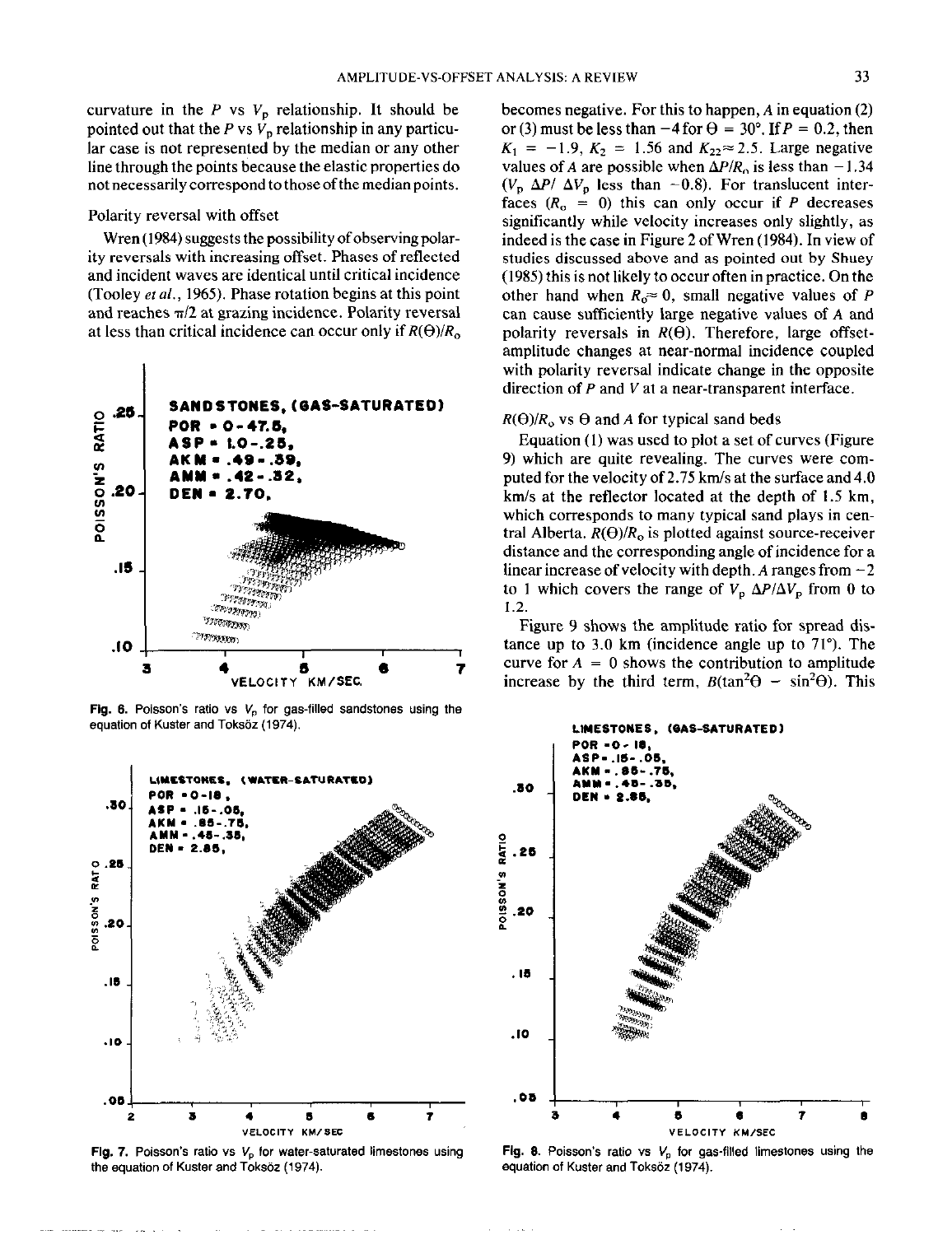curvature in the $P$ vs $V_p$ relationship. It should be pointed out that the $P$ vs $V_p$ relationship in any particular case is not represented by the median or any other line through the points because the elastic properties do not necessarily correspond to those of the median points.

### Polarity reversal with offset

Wren (1984) suggests the possibility of observing polarity reversals with increasing offset. Phases of reflected and incident waves are identical until critical incidence (Tooley *et al.*, 1965). Phase rotation begins at this point and reaches $\pi/2$ at grazing incidence. Polarity reversal at less than critical incidence can occur only if $R(\Theta)/R_o$ becomes negative. For this to happen, $A$ in equation (2) or (3) must be less than $-4$ for $\Theta = 30°$. If $P = 0.2$, then $K_1 = -1.9$, $K_2 = 1.56$ and $K_{22} \approx 2.5$. Large negative values of $A$ are possible when $\Delta P/R_o$ is less than $-1.34$ ($V_p\ \Delta P/\ \Delta V_p$ less than $-0.8$). For translucent interfaces ($R_o = 0$) this can only occur if $P$ decreases significantly while velocity increases only slightly, as indeed is the case in Figure 2 of Wren (1984). In view of studies discussed above and as pointed out by Shuey (1985) this is not likely to occur often in practice. On the other hand when $R_o \approx 0$, small negative values of $P$ can cause sufficiently large negative values of $A$ and polarity reversals in $R(\Theta)$. Therefore, large offset-amplitude changes at near-normal incidence coupled with polarity reversal indicate change in the opposite direction of $P$ and $V$ at a near-transparent interface.

Fig. 6. Poisson's ratio vs $V_p$ for gas-filled sandstones using the equation of Kuster and Toksöz (1974).

Fig. 7. Poisson's ratio vs $V_p$ for water-saturated limestones using the equation of Kuster and Toksöz (1974).

### $R(\Theta)/R_o$ vs $\Theta$ and $A$ for typical sand beds

Equation (1) was used to plot a set of curves (Figure 9) which are quite revealing. The curves were computed for the velocity of 2.75 km/s at the surface and 4.0 km/s at the reflector located at the depth of 1.5 km, which corresponds to many typical sand plays in central Alberta. $R(\Theta)/R_o$ is plotted against source-receiver distance and the corresponding angle of incidence for a linear increase of velocity with depth. $A$ ranges from $-2$ to 1 which covers the range of $V_p\ \Delta P/\Delta V_p$ from 0 to 1.2.

Figure 9 shows the amplitude ratio for spread distance up to 3.0 km (incidence angle up to 71°). The curve for $A = 0$ shows the contribution to amplitude increase by the third term, $B(\tan^2\Theta - \sin^2\Theta)$. This

Fig. 8. Poisson's ratio vs $V_p$ for gas-filled limestones using the equation of Kuster and Toksöz (1974).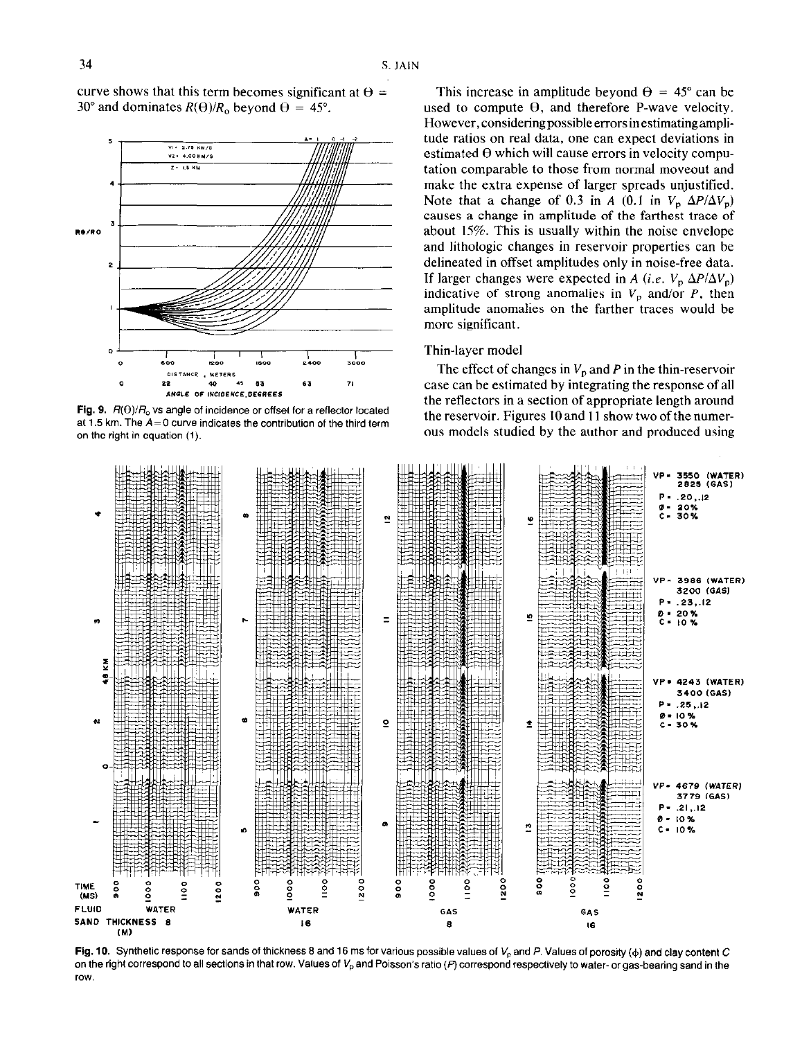curve shows that this term becomes significant at $\Theta = 30°$ and dominates $R(\Theta)/R_0$ beyond $\Theta = 45°$.

**Fig. 9.** $R(\Theta)/R_0$ vs angle of incidence or offset for a reflector located at 1.5 km. The $A = 0$ curve indicates the contribution of the third term on the right in equation (1).

This increase in amplitude beyond $\Theta = 45°$ can be used to compute $\Theta$, and therefore P-wave velocity. However, considering possible errors in estimating amplitude ratios on real data, one can expect deviations in estimated $\Theta$ which will cause errors in velocity computation comparable to those from normal moveout and make the extra expense of larger spreads unjustified. Note that a change of 0.3 in $A$ (0.1 in $V_p\ \Delta P/\Delta V_p$) causes a change in amplitude of the farthest trace of about 15%. This is usually within the noise envelope and lithologic changes in reservoir properties can be delineated in offset amplitudes only in noise-free data. If larger changes were expected in $A$ (*i.e.* $V_p\ \Delta P/\Delta V_p$) indicative of strong anomalies in $V_p$ and/or $P$, then amplitude anomalies on the farther traces would be more significant.

## Thin-layer model

The effect of changes in $V_p$ and $P$ in the thin-reservoir case can be estimated by integrating the response of all the reflectors in a section of appropriate length around the reservoir. Figures 10 and 11 show two of the numerous models studied by the author and produced using

**Fig. 10.** Synthetic response for sands of thickness 8 and 16 ms for various possible values of $V_p$ and $P$. Values of porosity ($\phi$) and clay content $C$ on the right correspond to all sections in that row. Values of $V_p$ and Poisson's ratio ($P$) correspond respectively to water- or gas-bearing sand in the row.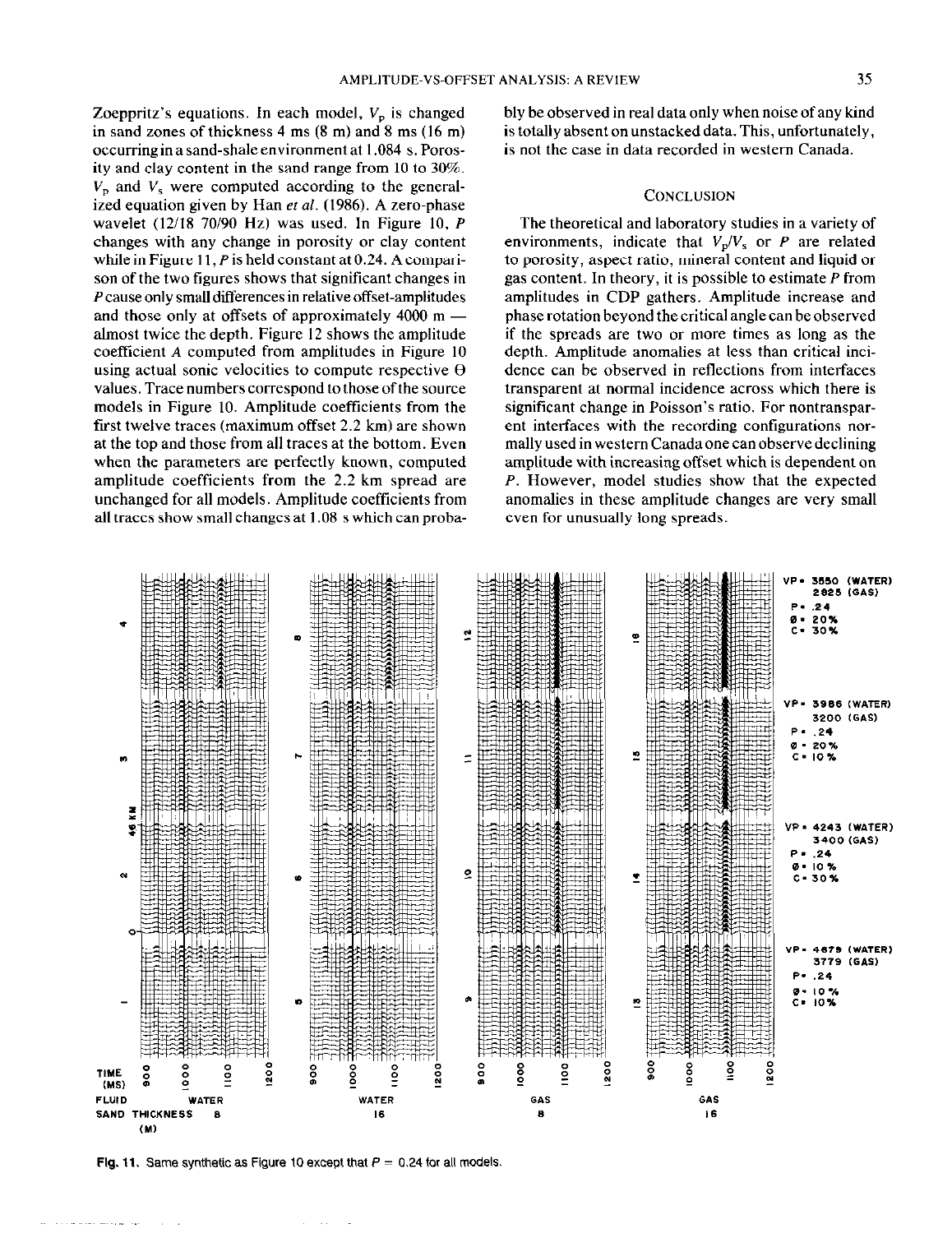Zoeppritz's equations. In each model, $V_p$ is changed in sand zones of thickness 4 ms (8 m) and 8 ms (16 m) occurring in a sand-shale environment at 1.084 s. Porosity and clay content in the sand range from 10 to 30%. $V_p$ and $V_s$ were computed according to the generalized equation given by Han *et al.* (1986). A zero-phase wavelet (12/18 70/90 Hz) was used. In Figure 10, $P$ changes with any change in porosity or clay content while in Figure 11, $P$ is held constant at 0.24. A comparison of the two figures shows that significant changes in $P$ cause only small differences in relative offset-amplitudes and those only at offsets of approximately 4000 m — almost twice the depth. Figure 12 shows the amplitude coefficient $A$ computed from amplitudes in Figure 10 using actual sonic velocities to compute respective $\Theta$ values. Trace numbers correspond to those of the source models in Figure 10. Amplitude coefficients from the first twelve traces (maximum offset 2.2 km) are shown at the top and those from all traces at the bottom. Even when the parameters are perfectly known, computed amplitude coefficients from the 2.2 km spread are unchanged for all models. Amplitude coefficients from all traces show small changes at 1.08 s which can probably be observed in real data only when noise of any kind is totally absent on unstacked data. This, unfortunately, is not the case in data recorded in western Canada.

## Conclusion

The theoretical and laboratory studies in a variety of environments, indicate that $V_p/V_s$ or $P$ are related to porosity, aspect ratio, mineral content and liquid or gas content. In theory, it is possible to estimate $P$ from amplitudes in CDP gathers. Amplitude increase and phase rotation beyond the critical angle can be observed if the spreads are two or more times as long as the depth. Amplitude anomalies at less than critical incidence can be observed in reflections from interfaces transparent at normal incidence across which there is significant change in Poisson's ratio. For nontransparent interfaces with the recording configurations normally used in western Canada one can observe declining amplitude with increasing offset which is dependent on $P$. However, model studies show that the expected anomalies in these amplitude changes are very small even for unusually long spreads.

**Fig. 11.** Same synthetic as Figure 10 except that $P$ = 0.24 for all models.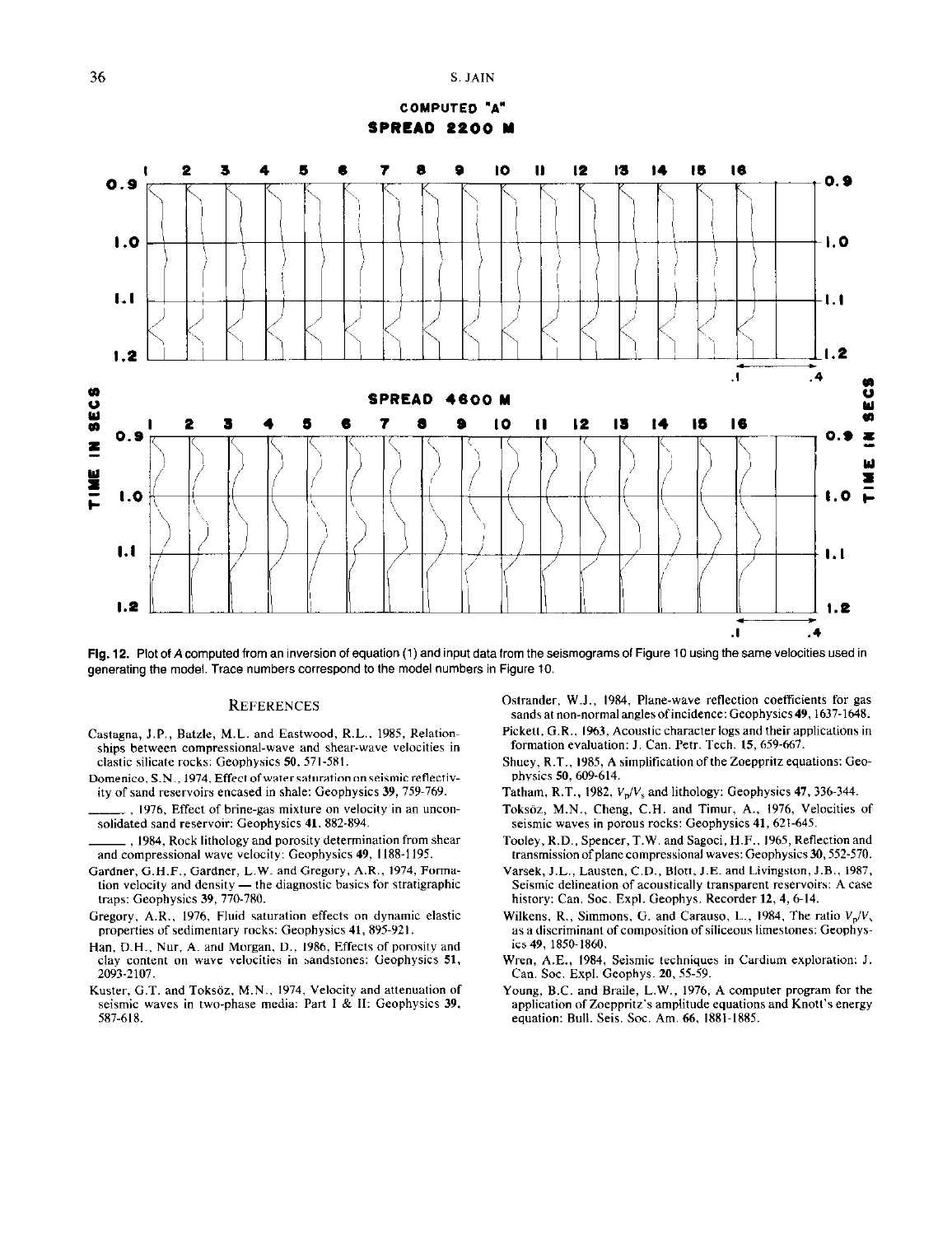COMPUTED "A"
SPREAD 2200 M

1 2 3 4 5 6 7 8 9 10 11 12 13 14 15 16

0.9
1.0
1.1
1.2

.1 .4

SPREAD 4600 M

1 2 3 4 5 6 7 8 9 10 11 12 13 14 15 16

0.9
1.0
1.1
1.2

.1 .4

TIME IN SECS

**Fig. 12.** Plot of *A* computed from an inversion of equation (1) and input data from the seismograms of Figure 10 using the same velocities used in generating the model. Trace numbers correspond to the model numbers in Figure 10.

## References

Castagna, J.P., Batzle, M.L. and Eastwood, R.L., 1985, Relationships between compressional-wave and shear-wave velocities in clastic silicate rocks: Geophysics **50**, 571-581.

Domenico, S.N., 1974, Effect of water saturation on seismic reflectivity of sand reservoirs encased in shale: Geophysics **39**, 759-769.

______, 1976, Effect of brine-gas mixture on velocity in an unconsolidated sand reservoir: Geophysics **41**, 882-894.

______, 1984, Rock lithology and porosity determination from shear and compressional wave velocity: Geophysics **49**, 1188-1195.

Gardner, G.H.F., Gardner, L.W. and Gregory, A.R., 1974, Formation velocity and density — the diagnostic basics for stratigraphic traps: Geophysics **39**, 770-780.

Gregory, A.R., 1976, Fluid saturation effects on dynamic elastic properties of sedimentary rocks: Geophysics **41**, 895-921.

Han, D.H., Nur, A. and Morgan, D., 1986, Effects of porosity and clay content on wave velocities in sandstones: Geophysics **51**, 2093-2107.

Kuster, G.T. and Toksöz, M.N., 1974, Velocity and attenuation of seismic waves in two-phase media: Part I & II: Geophysics **39**, 587-618.

Ostrander, W.J., 1984, Plane-wave reflection coefficients for gas sands at non-normal angles of incidence: Geophysics **49**, 1637-1648.

Pickett, G.R., 1963, Acoustic character logs and their applications in formation evaluation: J. Can. Petr. Tech. **15**, 659-667.

Shuey, R.T., 1985, A simplification of the Zoeppritz equations: Geophysics **50**, 609-614.

Tatham, R.T., 1982, $V_p/V_s$ and lithology: Geophysics **47**, 336-344.

Toksöz, M.N., Cheng, C.H. and Timur, A., 1976, Velocities of seismic waves in porous rocks: Geophysics **41**, 621-645.

Tooley, R.D., Spencer, T.W. and Sagoci, H.F., 1965, Reflection and transmission of plane compressional waves: Geophysics **30**, 552-570.

Varsek, J.L., Lausten, C.D., Blott, J.E. and Livingston, J.B., 1987, Seismic delineation of acoustically transparent reservoirs: A case history: Can. Soc. Expl. Geophys. Recorder **12**, 4, 6-14.

Wilkens, R., Simmons, G. and Carauso, L., 1984, The ratio $V_p/V_s$ as a discriminant of composition of siliceous limestones: Geophysics **49**, 1850-1860.

Wren, A.E., 1984, Seismic techniques in Cardium exploration: J. Can. Soc. Expl. Geophys. **20**, 55-59.

Young, B.C. and Braile, L.W., 1976, A computer program for the application of Zoeppritz's amplitude equations and Knott's energy equation: Bull. Seis. Soc. Am. **66**, 1881-1885.